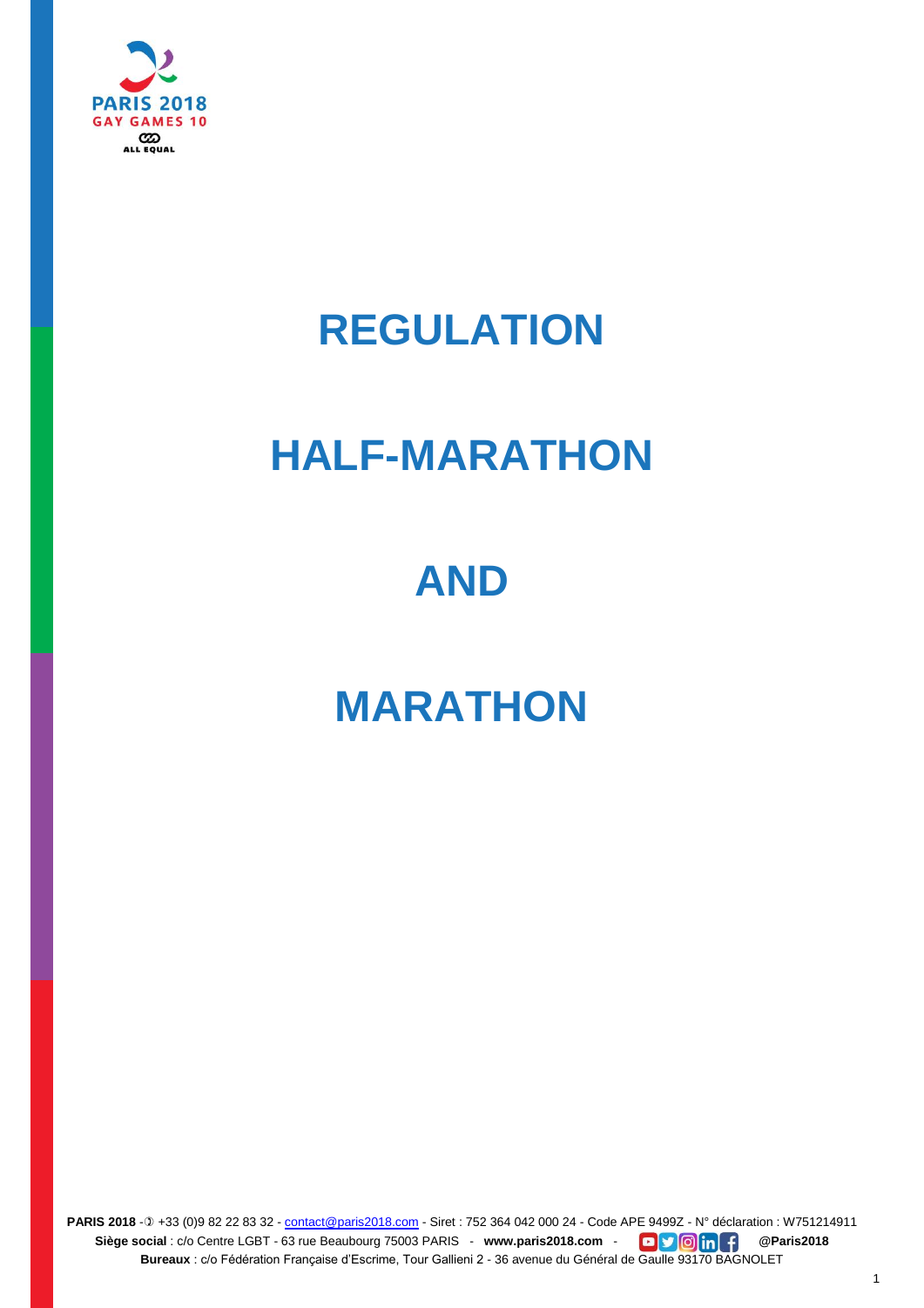# REGULATION

# HALF-MARATHON

# AND

# MARATHON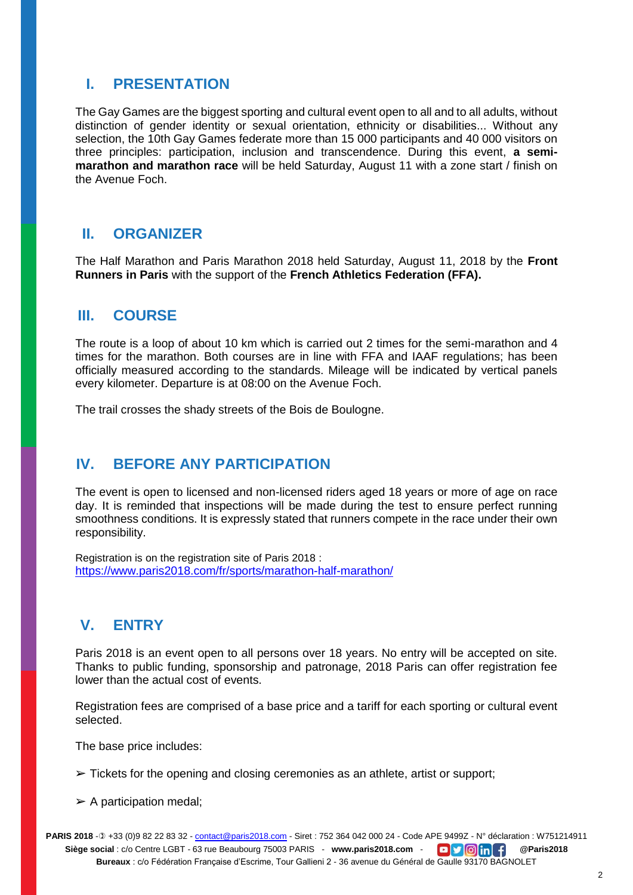## I. PRESENTATION

The Gay Games are the biggest sporting and cultural event open to all and to all adults, without distinction of gender identity or sexual orientation, ethnicity or disabilities... Without any selection, the 10th Gay Games federate more than 15 000 participants and 40 000 visitors on three principles: participation, inclusion and transcendence. During this event, **a semi-marathon and marathon race** will be held Saturday, August 11 with a zone start / finish on the Avenue Foch.

## II. ORGANIZER

The Half Marathon and Paris Marathon 2018 held Saturday, August 11, 2018 by the **Front Runners in Paris** with the support of the **French Athletics Federation (FFA).**

## III. COURSE

The route is a loop of about 10 km which is carried out 2 times for the semi-marathon and 4 times for the marathon. Both courses are in line with FFA and IAAF regulations; has been officially measured according to the standards. Mileage will be indicated by vertical panels every kilometer. Departure is at 08:00 on the Avenue Foch.

The trail crosses the shady streets of the Bois de Boulogne.

## IV. BEFORE ANY PARTICIPATION

The event is open to licensed and non-licensed riders aged 18 years or more of age on race day. It is reminded that inspections will be made during the test to ensure perfect running smoothness conditions. It is expressly stated that runners compete in the race under their own responsibility.

Registration is on the registration site of Paris 2018 :
https://www.paris2018.com/fr/sports/marathon-half-marathon/

## V. ENTRY

Paris 2018 is an event open to all persons over 18 years. No entry will be accepted on site. Thanks to public funding, sponsorship and patronage, 2018 Paris can offer registration fee lower than the actual cost of events.

Registration fees are comprised of a base price and a tariff for each sporting or cultural event selected.

The base price includes:

- Tickets for the opening and closing ceremonies as an athlete, artist or support;
- A participation medal;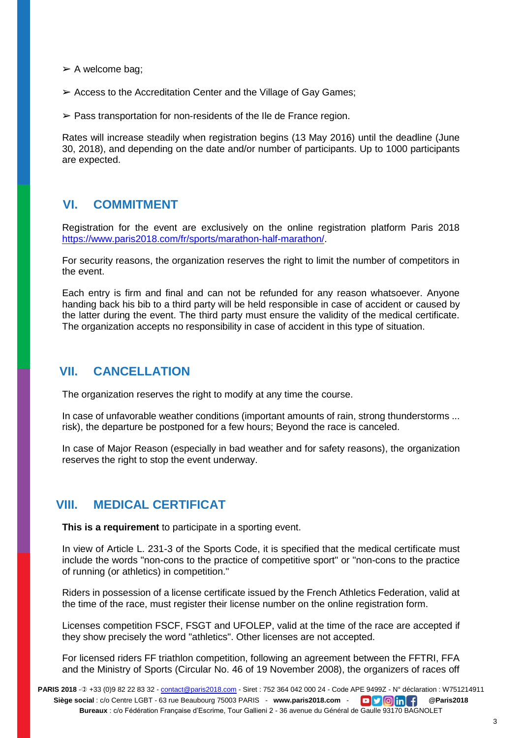- ➢ A welcome bag;
- ➢ Access to the Accreditation Center and the Village of Gay Games;
- ➢ Pass transportation for non-residents of the Ile de France region.

Rates will increase steadily when registration begins (13 May 2016) until the deadline (June 30, 2018), and depending on the date and/or number of participants. Up to 1000 participants are expected.

## VI. COMMITMENT

Registration for the event are exclusively on the online registration platform Paris 2018 https://www.paris2018.com/fr/sports/marathon-half-marathon/.

For security reasons, the organization reserves the right to limit the number of competitors in the event.

Each entry is firm and final and can not be refunded for any reason whatsoever. Anyone handing back his bib to a third party will be held responsible in case of accident or caused by the latter during the event. The third party must ensure the validity of the medical certificate. The organization accepts no responsibility in case of accident in this type of situation.

## VII. CANCELLATION

The organization reserves the right to modify at any time the course.

In case of unfavorable weather conditions (important amounts of rain, strong thunderstorms ... risk), the departure be postponed for a few hours; Beyond the race is canceled.

In case of Major Reason (especially in bad weather and for safety reasons), the organization reserves the right to stop the event underway.

## VIII. MEDICAL CERTIFICAT

**This is a requirement** to participate in a sporting event.

In view of Article L. 231-3 of the Sports Code, it is specified that the medical certificate must include the words "non-cons to the practice of competitive sport" or "non-cons to the practice of running (or athletics) in competition."

Riders in possession of a license certificate issued by the French Athletics Federation, valid at the time of the race, must register their license number on the online registration form.

Licenses competition FSCF, FSGT and UFOLEP, valid at the time of the race are accepted if they show precisely the word "athletics". Other licenses are not accepted.

For licensed riders FF triathlon competition, following an agreement between the FFTRI, FFA and the Ministry of Sports (Circular No. 46 of 19 November 2008), the organizers of races off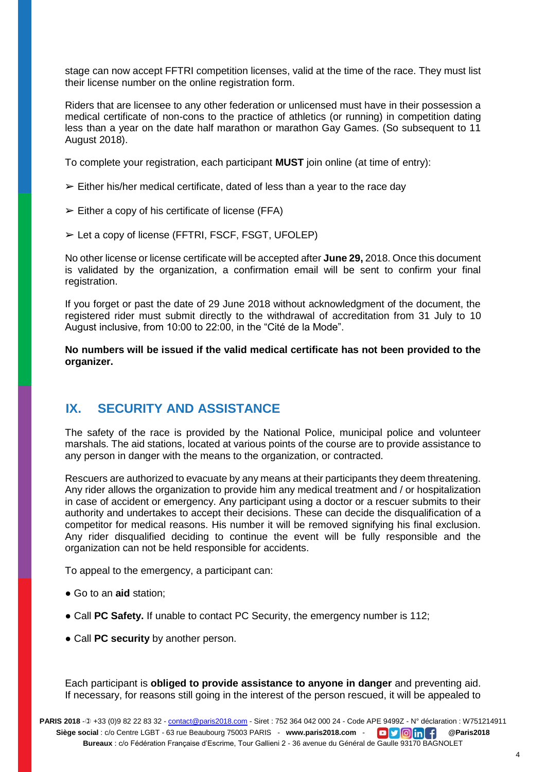stage can now accept FFTRI competition licenses, valid at the time of the race. They must list their license number on the online registration form.

Riders that are licensee to any other federation or unlicensed must have in their possession a medical certificate of non-cons to the practice of athletics (or running) in competition dating less than a year on the date half marathon or marathon Gay Games. (So subsequent to 11 August 2018).

To complete your registration, each participant **MUST** join online (at time of entry):

➢ Either his/her medical certificate, dated of less than a year to the race day

➢ Either a copy of his certificate of license (FFA)

➢ Let a copy of license (FFTRI, FSCF, FSGT, UFOLEP)

No other license or license certificate will be accepted after **June 29,** 2018. Once this document is validated by the organization, a confirmation email will be sent to confirm your final registration.

If you forget or past the date of 29 June 2018 without acknowledgment of the document, the registered rider must submit directly to the withdrawal of accreditation from 31 July to 10 August inclusive, from 10:00 to 22:00, in the "Cité de la Mode".

**No numbers will be issued if the valid medical certificate has not been provided to the organizer.**

## IX. SECURITY AND ASSISTANCE

The safety of the race is provided by the National Police, municipal police and volunteer marshals. The aid stations, located at various points of the course are to provide assistance to any person in danger with the means to the organization, or contracted.

Rescuers are authorized to evacuate by any means at their participants they deem threatening. Any rider allows the organization to provide him any medical treatment and / or hospitalization in case of accident or emergency. Any participant using a doctor or a rescuer submits to their authority and undertakes to accept their decisions. These can decide the disqualification of a competitor for medical reasons. His number it will be removed signifying his final exclusion. Any rider disqualified deciding to continue the event will be fully responsible and the organization can not be held responsible for accidents.

To appeal to the emergency, a participant can:

- Go to an **aid** station;
- Call **PC Safety.** If unable to contact PC Security, the emergency number is 112;
- Call **PC security** by another person.

Each participant is **obliged to provide assistance to anyone in danger** and preventing aid. If necessary, for reasons still going in the interest of the person rescued, it will be appealed to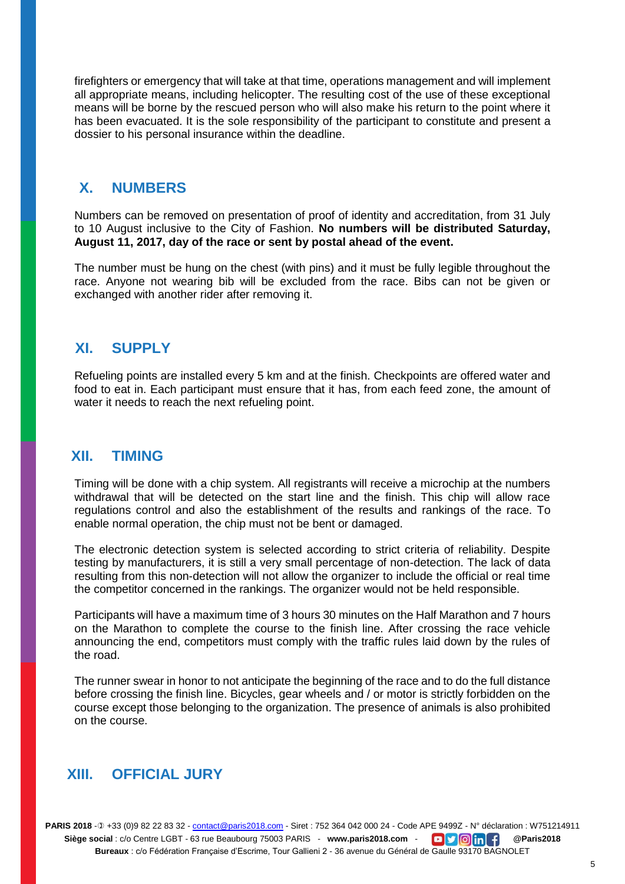firefighters or emergency that will take at that time, operations management and will implement all appropriate means, including helicopter. The resulting cost of the use of these exceptional means will be borne by the rescued person who will also make his return to the point where it has been evacuated. It is the sole responsibility of the participant to constitute and present a dossier to his personal insurance within the deadline.

## X. NUMBERS

Numbers can be removed on presentation of proof of identity and accreditation, from 31 July to 10 August inclusive to the City of Fashion. **No numbers will be distributed Saturday, August 11, 2017, day of the race or sent by postal ahead of the event.**

The number must be hung on the chest (with pins) and it must be fully legible throughout the race. Anyone not wearing bib will be excluded from the race. Bibs can not be given or exchanged with another rider after removing it.

## XI. SUPPLY

Refueling points are installed every 5 km and at the finish. Checkpoints are offered water and food to eat in. Each participant must ensure that it has, from each feed zone, the amount of water it needs to reach the next refueling point.

## XII. TIMING

Timing will be done with a chip system. All registrants will receive a microchip at the numbers withdrawal that will be detected on the start line and the finish. This chip will allow race regulations control and also the establishment of the results and rankings of the race. To enable normal operation, the chip must not be bent or damaged.

The electronic detection system is selected according to strict criteria of reliability. Despite testing by manufacturers, it is still a very small percentage of non-detection. The lack of data resulting from this non-detection will not allow the organizer to include the official or real time the competitor concerned in the rankings. The organizer would not be held responsible.

Participants will have a maximum time of 3 hours 30 minutes on the Half Marathon and 7 hours on the Marathon to complete the course to the finish line. After crossing the race vehicle announcing the end, competitors must comply with the traffic rules laid down by the rules of the road.

The runner swear in honor to not anticipate the beginning of the race and to do the full distance before crossing the finish line. Bicycles, gear wheels and / or motor is strictly forbidden on the course except those belonging to the organization. The presence of animals is also prohibited on the course.

## XIII. OFFICIAL JURY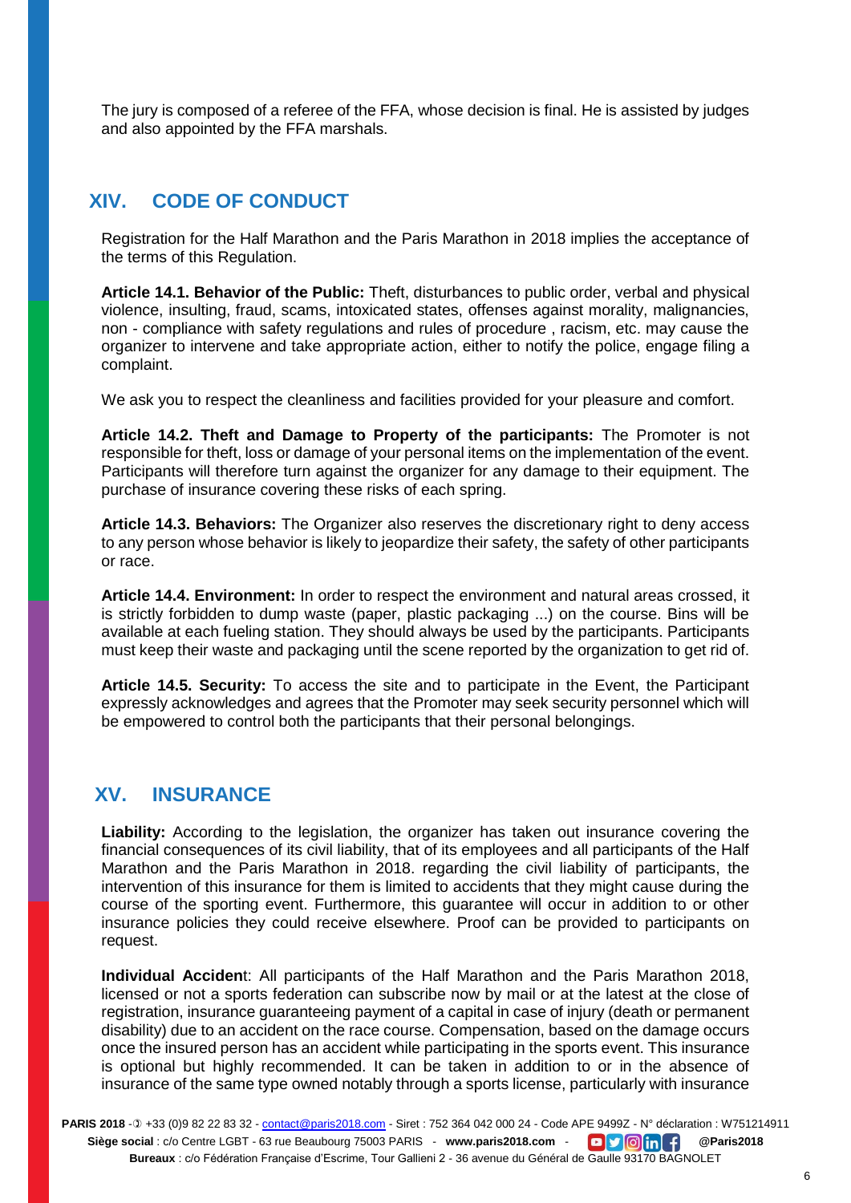The jury is composed of a referee of the FFA, whose decision is final. He is assisted by judges and also appointed by the FFA marshals.

## XIV. CODE OF CONDUCT

Registration for the Half Marathon and the Paris Marathon in 2018 implies the acceptance of the terms of this Regulation.

**Article 14.1. Behavior of the Public:** Theft, disturbances to public order, verbal and physical violence, insulting, fraud, scams, intoxicated states, offenses against morality, malignancies, non - compliance with safety regulations and rules of procedure , racism, etc. may cause the organizer to intervene and take appropriate action, either to notify the police, engage filing a complaint.

We ask you to respect the cleanliness and facilities provided for your pleasure and comfort.

**Article 14.2. Theft and Damage to Property of the participants:** The Promoter is not responsible for theft, loss or damage of your personal items on the implementation of the event. Participants will therefore turn against the organizer for any damage to their equipment. The purchase of insurance covering these risks of each spring.

**Article 14.3. Behaviors:** The Organizer also reserves the discretionary right to deny access to any person whose behavior is likely to jeopardize their safety, the safety of other participants or race.

**Article 14.4. Environment:** In order to respect the environment and natural areas crossed, it is strictly forbidden to dump waste (paper, plastic packaging ...) on the course. Bins will be available at each fueling station. They should always be used by the participants. Participants must keep their waste and packaging until the scene reported by the organization to get rid of.

**Article 14.5. Security:** To access the site and to participate in the Event, the Participant expressly acknowledges and agrees that the Promoter may seek security personnel which will be empowered to control both the participants that their personal belongings.

## XV. INSURANCE

**Liability:** According to the legislation, the organizer has taken out insurance covering the financial consequences of its civil liability, that of its employees and all participants of the Half Marathon and the Paris Marathon in 2018. regarding the civil liability of participants, the intervention of this insurance for them is limited to accidents that they might cause during the course of the sporting event. Furthermore, this guarantee will occur in addition to or other insurance policies they could receive elsewhere. Proof can be provided to participants on request.

**Individual Acciden**t: All participants of the Half Marathon and the Paris Marathon 2018, licensed or not a sports federation can subscribe now by mail or at the latest at the close of registration, insurance guaranteeing payment of a capital in case of injury (death or permanent disability) due to an accident on the race course. Compensation, based on the damage occurs once the insured person has an accident while participating in the sports event. This insurance is optional but highly recommended. It can be taken in addition to or in the absence of insurance of the same type owned notably through a sports license, particularly with insurance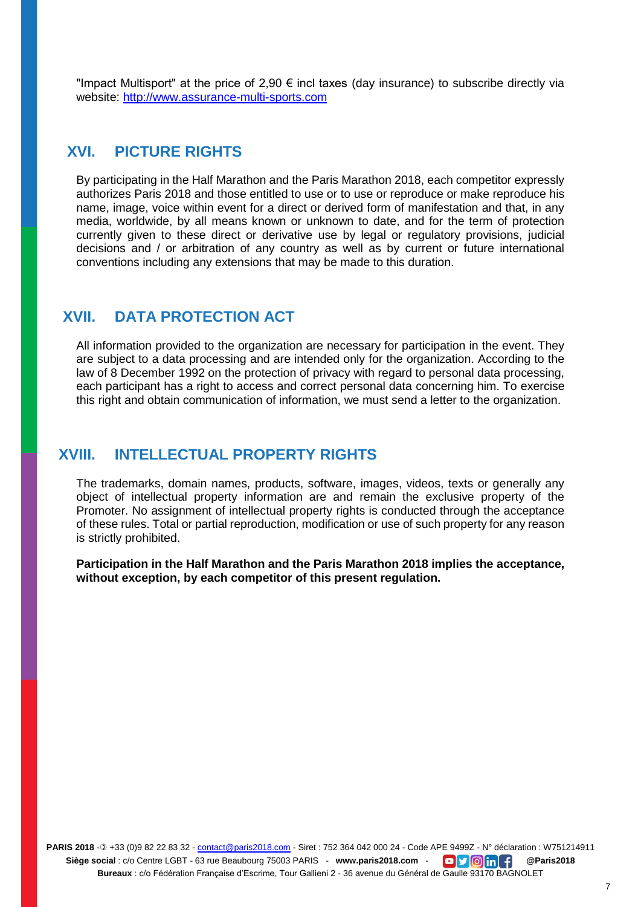"Impact Multisport" at the price of 2,90 € incl taxes (day insurance) to subscribe directly via website: http://www.assurance-multi-sports.com

## XVI. PICTURE RIGHTS

By participating in the Half Marathon and the Paris Marathon 2018, each competitor expressly authorizes Paris 2018 and those entitled to use or to use or reproduce or make reproduce his name, image, voice within event for a direct or derived form of manifestation and that, in any media, worldwide, by all means known or unknown to date, and for the term of protection currently given to these direct or derivative use by legal or regulatory provisions, judicial decisions and / or arbitration of any country as well as by current or future international conventions including any extensions that may be made to this duration.

## XVII. DATA PROTECTION ACT

All information provided to the organization are necessary for participation in the event. They are subject to a data processing and are intended only for the organization. According to the law of 8 December 1992 on the protection of privacy with regard to personal data processing, each participant has a right to access and correct personal data concerning him. To exercise this right and obtain communication of information, we must send a letter to the organization.

## XVIII. INTELLECTUAL PROPERTY RIGHTS

The trademarks, domain names, products, software, images, videos, texts or generally any object of intellectual property information are and remain the exclusive property of the Promoter. No assignment of intellectual property rights is conducted through the acceptance of these rules. Total or partial reproduction, modification or use of such property for any reason is strictly prohibited.

**Participation in the Half Marathon and the Paris Marathon 2018 implies the acceptance, without exception, by each competitor of this present regulation.**

**PARIS 2018** - ✆ +33 (0)9 82 22 83 32 - contact@paris2018.com - Siret : 752 364 042 000 24 - Code APE 9499Z - N° déclaration : W751214911
**Siège social** : c/o Centre LGBT - 63 rue Beaubourg 75003 PARIS - **www.paris2018.com** - **@Paris2018**
**Bureaux** : c/o Fédération Française d'Escrime, Tour Gallieni 2 - 36 avenue du Général de Gaulle 93170 BAGNOLET